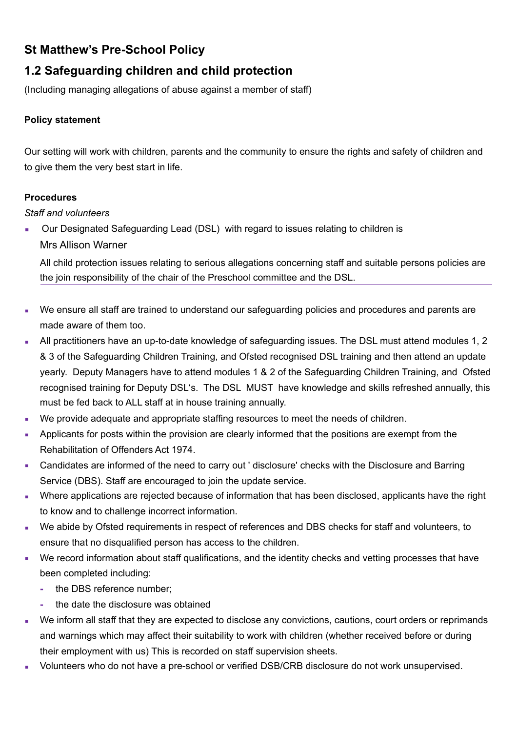# St Matthew's Pre-School Policy

## 1.2 Safeguarding children and child protection

(Including managing allegations of abuse against a member of staff)

**Policy statement**

Our setting will work with children, parents and the community to ensure the rights and safety of children and to give them the very best start in life.

**Procedures**

*Staff and volunteers*

- Our Designated Safeguarding Lead (DSL) with regard to issues relating to children is

  Mrs Allison Warner

  All child protection issues relating to serious allegations concerning staff and suitable persons policies are the join responsibility of the chair of the Preschool committee and the DSL.

- We ensure all staff are trained to understand our safeguarding policies and procedures and parents are made aware of them too.
- All practitioners have an up-to-date knowledge of safeguarding issues. The DSL must attend modules 1, 2 & 3 of the Safeguarding Children Training, and Ofsted recognised DSL training and then attend an update yearly. Deputy Managers have to attend modules 1 & 2 of the Safeguarding Children Training, and Ofsted recognised training for Deputy DSL's. The DSL MUST have knowledge and skills refreshed annually, this must be fed back to ALL staff at in house training annually.
- We provide adequate and appropriate staffing resources to meet the needs of children.
- Applicants for posts within the provision are clearly informed that the positions are exempt from the Rehabilitation of Offenders Act 1974.
- Candidates are informed of the need to carry out ' disclosure' checks with the Disclosure and Barring Service (DBS). Staff are encouraged to join the update service.
- Where applications are rejected because of information that has been disclosed, applicants have the right to know and to challenge incorrect information.
- We abide by Ofsted requirements in respect of references and DBS checks for staff and volunteers, to ensure that no disqualified person has access to the children.
- We record information about staff qualifications, and the identity checks and vetting processes that have been completed including:
  - the DBS reference number;
  - the date the disclosure was obtained
- We inform all staff that they are expected to disclose any convictions, cautions, court orders or reprimands and warnings which may affect their suitability to work with children (whether received before or during their employment with us) This is recorded on staff supervision sheets.
- Volunteers who do not have a pre-school or verified DSB/CRB disclosure do not work unsupervised.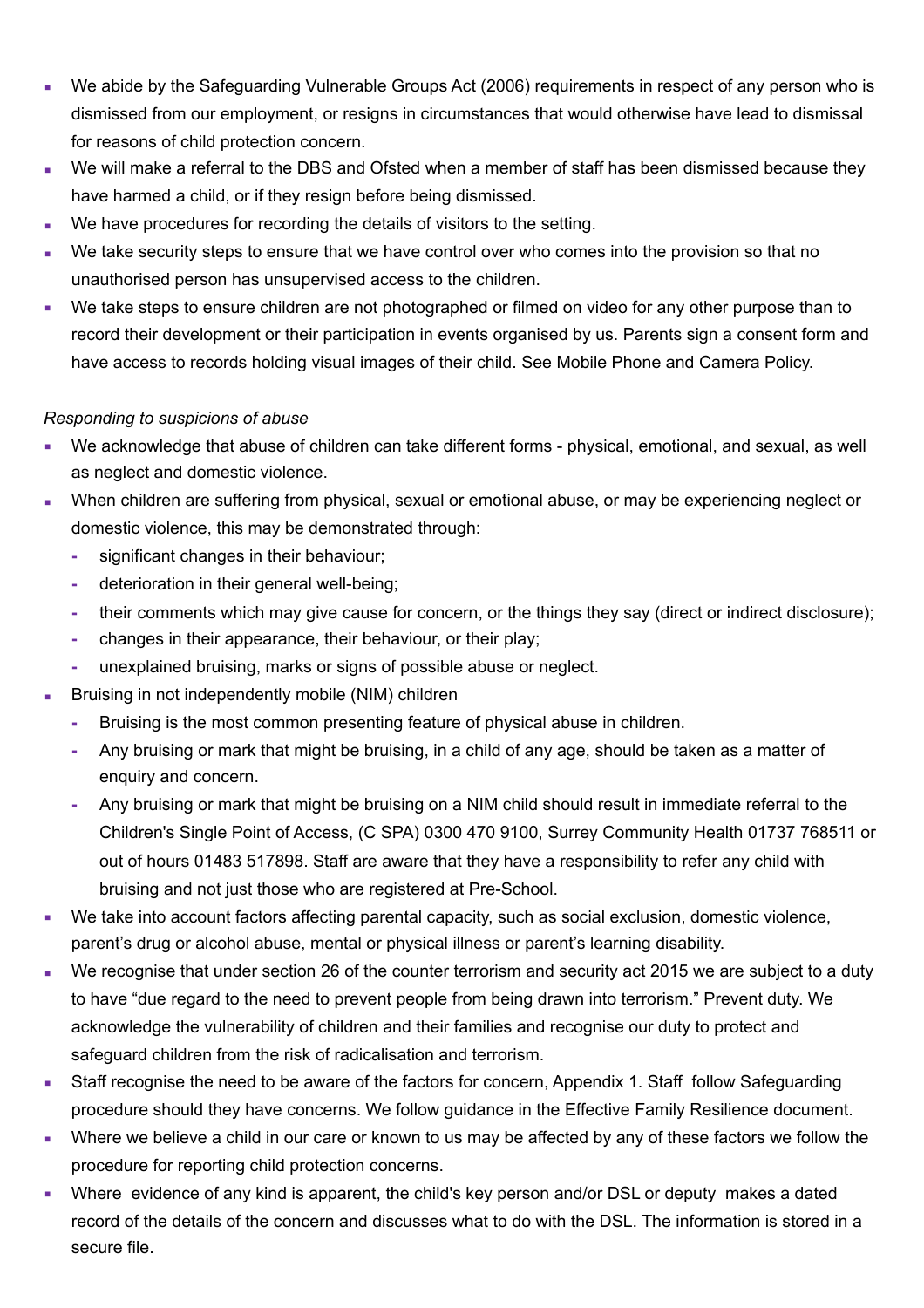- We abide by the Safeguarding Vulnerable Groups Act (2006) requirements in respect of any person who is dismissed from our employment, or resigns in circumstances that would otherwise have lead to dismissal for reasons of child protection concern.
- We will make a referral to the DBS and Ofsted when a member of staff has been dismissed because they have harmed a child, or if they resign before being dismissed.
- We have procedures for recording the details of visitors to the setting.
- We take security steps to ensure that we have control over who comes into the provision so that no unauthorised person has unsupervised access to the children.
- We take steps to ensure children are not photographed or filmed on video for any other purpose than to record their development or their participation in events organised by us. Parents sign a consent form and have access to records holding visual images of their child. See Mobile Phone and Camera Policy.

*Responding to suspicions of abuse*

- We acknowledge that abuse of children can take different forms - physical, emotional, and sexual, as well as neglect and domestic violence.
- When children are suffering from physical, sexual or emotional abuse, or may be experiencing neglect or domestic violence, this may be demonstrated through:
  - significant changes in their behaviour;
  - deterioration in their general well-being;
  - their comments which may give cause for concern, or the things they say (direct or indirect disclosure);
  - changes in their appearance, their behaviour, or their play;
  - unexplained bruising, marks or signs of possible abuse or neglect.
- Bruising in not independently mobile (NIM) children
  - Bruising is the most common presenting feature of physical abuse in children.
  - Any bruising or mark that might be bruising, in a child of any age, should be taken as a matter of enquiry and concern.
  - Any bruising or mark that might be bruising on a NIM child should result in immediate referral to the Children's Single Point of Access, (C SPA) 0300 470 9100, Surrey Community Health 01737 768511 or out of hours 01483 517898. Staff are aware that they have a responsibility to refer any child with bruising and not just those who are registered at Pre-School.
- We take into account factors affecting parental capacity, such as social exclusion, domestic violence, parent's drug or alcohol abuse, mental or physical illness or parent's learning disability.
- We recognise that under section 26 of the counter terrorism and security act 2015 we are subject to a duty to have "due regard to the need to prevent people from being drawn into terrorism." Prevent duty. We acknowledge the vulnerability of children and their families and recognise our duty to protect and safeguard children from the risk of radicalisation and terrorism.
- Staff recognise the need to be aware of the factors for concern, Appendix 1. Staff follow Safeguarding procedure should they have concerns. We follow guidance in the Effective Family Resilience document.
- Where we believe a child in our care or known to us may be affected by any of these factors we follow the procedure for reporting child protection concerns.
- Where evidence of any kind is apparent, the child's key person and/or DSL or deputy makes a dated record of the details of the concern and discusses what to do with the DSL. The information is stored in a secure file.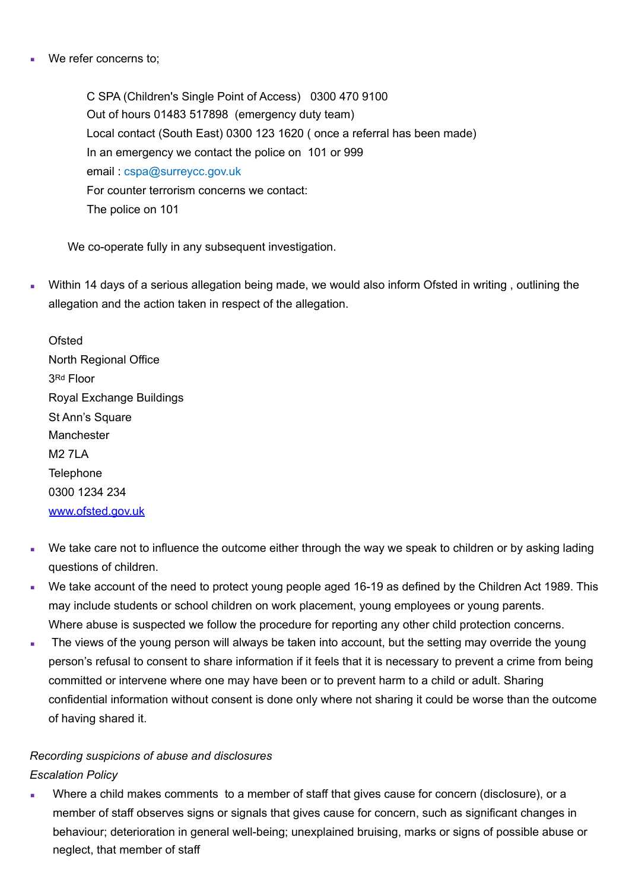- We refer concerns to;

  C SPA (Children's Single Point of Access)   0300 470 9100
  Out of hours 01483 517898  (emergency duty team)
  Local contact (South East) 0300 123 1620 ( once a referral has been made)
  In an emergency we contact the police on  101 or 999
  email : cspa@surreycc.gov.uk
  For counter terrorism concerns we contact:
  The police on 101

  We co-operate fully in any subsequent investigation.

- Within 14 days of a serious allegation being made, we would also inform Ofsted in writing , outlining the allegation and the action taken in respect of the allegation.

  Ofsted
  North Regional Office
  3Rd Floor
  Royal Exchange Buildings
  St Ann's Square
  Manchester
  M2 7LA
  Telephone
  0300 1234 234
  www.ofsted.gov.uk

- We take care not to influence the outcome either through the way we speak to children or by asking lading questions of children.
- We take account of the need to protect young people aged 16-19 as defined by the Children Act 1989. This may include students or school children on work placement, young employees or young parents. Where abuse is suspected we follow the procedure for reporting any other child protection concerns.
- The views of the young person will always be taken into account, but the setting may override the young person's refusal to consent to share information if it feels that it is necessary to prevent a crime from being committed or intervene where one may have been or to prevent harm to a child or adult. Sharing confidential information without consent is done only where not sharing it could be worse than the outcome of having shared it.

*Recording suspicions of abuse and disclosures*
*Escalation Policy*

- Where a child makes comments  to a member of staff that gives cause for concern (disclosure), or a member of staff observes signs or signals that gives cause for concern, such as significant changes in behaviour; deterioration in general well-being; unexplained bruising, marks or signs of possible abuse or neglect, that member of staff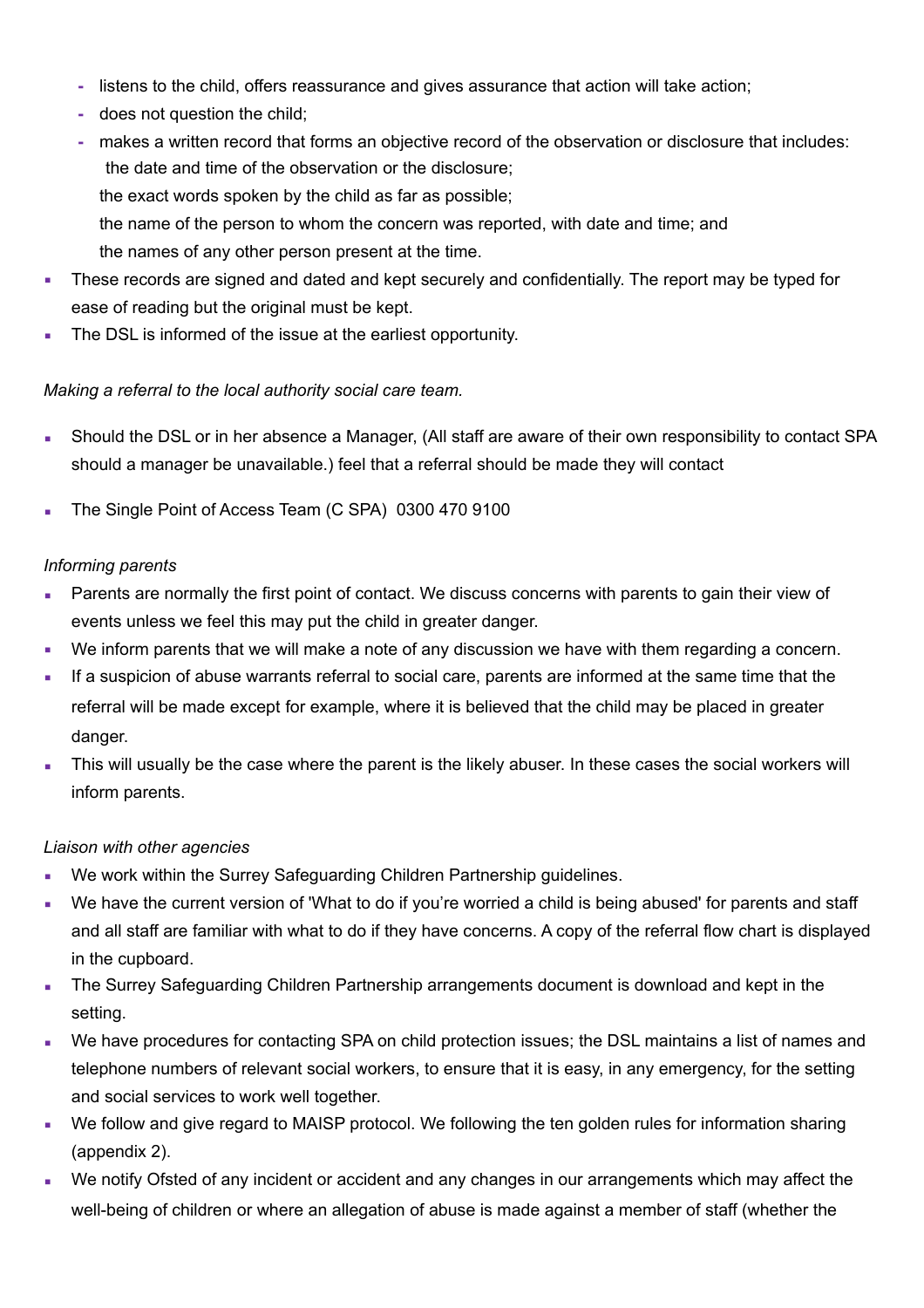- listens to the child, offers reassurance and gives assurance that action will take action;
- does not question the child;
- makes a written record that forms an objective record of the observation or disclosure that includes:
  the date and time of the observation or the disclosure;
  the exact words spoken by the child as far as possible;
  the name of the person to whom the concern was reported, with date and time; and
  the names of any other person present at the time.

- These records are signed and dated and kept securely and confidentially. The report may be typed for ease of reading but the original must be kept.
- The DSL is informed of the issue at the earliest opportunity.

*Making a referral to the local authority social care team.*

- Should the DSL or in her absence a Manager, (All staff are aware of their own responsibility to contact SPA should a manager be unavailable.) feel that a referral should be made they will contact
- The Single Point of Access Team (C SPA)  0300 470 9100

*Informing parents*

- Parents are normally the first point of contact. We discuss concerns with parents to gain their view of events unless we feel this may put the child in greater danger.
- We inform parents that we will make a note of any discussion we have with them regarding a concern.
- If a suspicion of abuse warrants referral to social care, parents are informed at the same time that the referral will be made except for example, where it is believed that the child may be placed in greater danger.
- This will usually be the case where the parent is the likely abuser. In these cases the social workers will inform parents.

*Liaison with other agencies*

- We work within the Surrey Safeguarding Children Partnership guidelines.
- We have the current version of 'What to do if you're worried a child is being abused' for parents and staff and all staff are familiar with what to do if they have concerns. A copy of the referral flow chart is displayed in the cupboard.
- The Surrey Safeguarding Children Partnership arrangements document is download and kept in the setting.
- We have procedures for contacting SPA on child protection issues; the DSL maintains a list of names and telephone numbers of relevant social workers, to ensure that it is easy, in any emergency, for the setting and social services to work well together.
- We follow and give regard to MAISP protocol. We following the ten golden rules for information sharing (appendix 2).
- We notify Ofsted of any incident or accident and any changes in our arrangements which may affect the well-being of children or where an allegation of abuse is made against a member of staff (whether the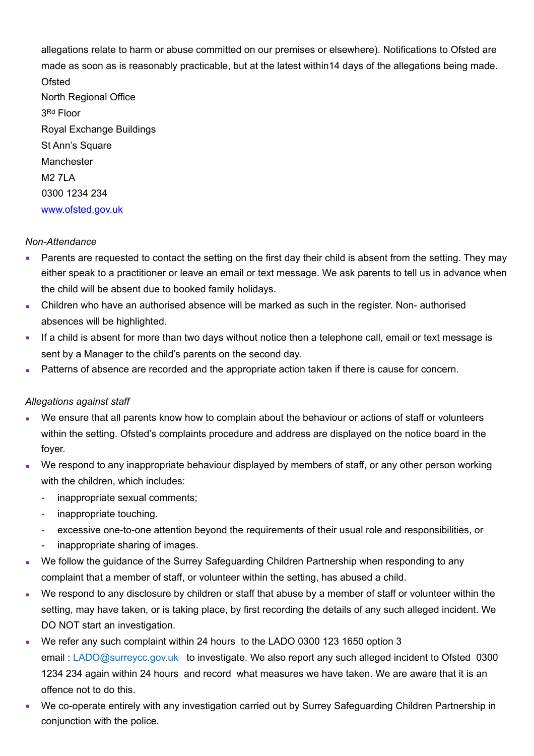allegations relate to harm or abuse committed on our premises or elsewhere). Notifications to Ofsted are made as soon as is reasonably practicable, but at the latest within14 days of the allegations being made.

Ofsted
North Regional Office
3Rd Floor
Royal Exchange Buildings
St Ann's Square
Manchester
M2 7LA
0300 1234 234
www.ofsted.gov.uk

*Non-Attendance*

- Parents are requested to contact the setting on the first day their child is absent from the setting. They may either speak to a practitioner or leave an email or text message. We ask parents to tell us in advance when the child will be absent due to booked family holidays.
- Children who have an authorised absence will be marked as such in the register. Non- authorised absences will be highlighted.
- If a child is absent for more than two days without notice then a telephone call, email or text message is sent by a Manager to the child's parents on the second day.
- Patterns of absence are recorded and the appropriate action taken if there is cause for concern.

*Allegations against staff*

- We ensure that all parents know how to complain about the behaviour or actions of staff or volunteers within the setting. Ofsted's complaints procedure and address are displayed on the notice board in the foyer.
- We respond to any inappropriate behaviour displayed by members of staff, or any other person working with the children, which includes:
  - inappropriate sexual comments;
  - inappropriate touching.
  - excessive one-to-one attention beyond the requirements of their usual role and responsibilities, or
  - inappropriate sharing of images.
- We follow the guidance of the Surrey Safeguarding Children Partnership when responding to any complaint that a member of staff, or volunteer within the setting, has abused a child.
- We respond to any disclosure by children or staff that abuse by a member of staff or volunteer within the setting, may have taken, or is taking place, by first recording the details of any such alleged incident. We DO NOT start an investigation.
- We refer any such complaint within 24 hours to the LADO 0300 123 1650 option 3 email : LADO@surreycc.gov.uk to investigate. We also report any such alleged incident to Ofsted 0300 1234 234 again within 24 hours and record what measures we have taken. We are aware that it is an offence not to do this.
- We co-operate entirely with any investigation carried out by Surrey Safeguarding Children Partnership in conjunction with the police.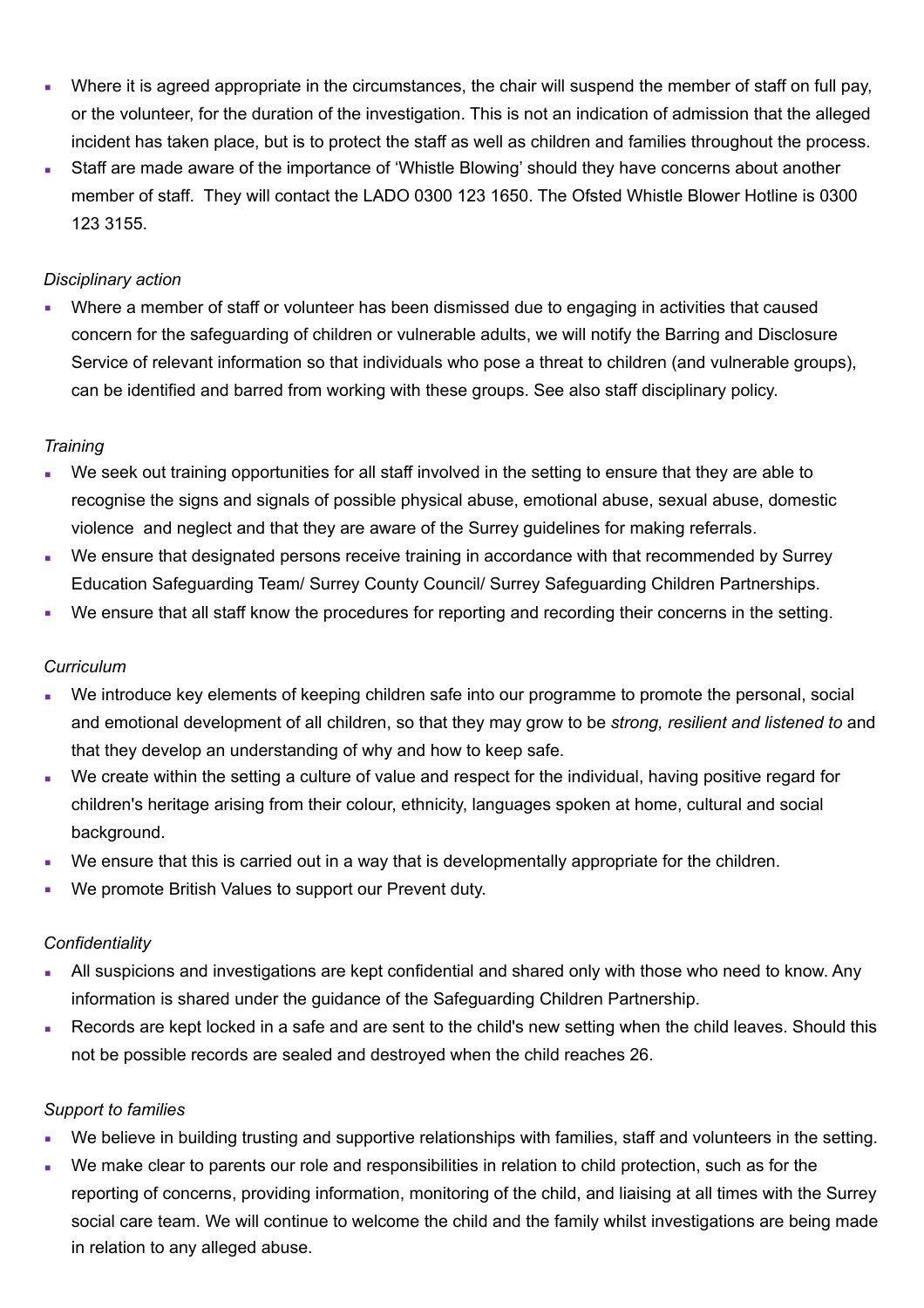- Where it is agreed appropriate in the circumstances, the chair will suspend the member of staff on full pay, or the volunteer, for the duration of the investigation. This is not an indication of admission that the alleged incident has taken place, but is to protect the staff as well as children and families throughout the process.
- Staff are made aware of the importance of 'Whistle Blowing' should they have concerns about another member of staff. They will contact the LADO 0300 123 1650. The Ofsted Whistle Blower Hotline is 0300 123 3155.

*Disciplinary action*

- Where a member of staff or volunteer has been dismissed due to engaging in activities that caused concern for the safeguarding of children or vulnerable adults, we will notify the Barring and Disclosure Service of relevant information so that individuals who pose a threat to children (and vulnerable groups), can be identified and barred from working with these groups. See also staff disciplinary policy.

*Training*

- We seek out training opportunities for all staff involved in the setting to ensure that they are able to recognise the signs and signals of possible physical abuse, emotional abuse, sexual abuse, domestic violence and neglect and that they are aware of the Surrey guidelines for making referrals.
- We ensure that designated persons receive training in accordance with that recommended by Surrey Education Safeguarding Team/ Surrey County Council/ Surrey Safeguarding Children Partnerships.
- We ensure that all staff know the procedures for reporting and recording their concerns in the setting.

*Curriculum*

- We introduce key elements of keeping children safe into our programme to promote the personal, social and emotional development of all children, so that they may grow to be *strong, resilient and listened to* and that they develop an understanding of why and how to keep safe.
- We create within the setting a culture of value and respect for the individual, having positive regard for children's heritage arising from their colour, ethnicity, languages spoken at home, cultural and social background.
- We ensure that this is carried out in a way that is developmentally appropriate for the children.
- We promote British Values to support our Prevent duty.

*Confidentiality*

- All suspicions and investigations are kept confidential and shared only with those who need to know. Any information is shared under the guidance of the Safeguarding Children Partnership.
- Records are kept locked in a safe and are sent to the child's new setting when the child leaves. Should this not be possible records are sealed and destroyed when the child reaches 26.

*Support to families*

- We believe in building trusting and supportive relationships with families, staff and volunteers in the setting.
- We make clear to parents our role and responsibilities in relation to child protection, such as for the reporting of concerns, providing information, monitoring of the child, and liaising at all times with the Surrey social care team. We will continue to welcome the child and the family whilst investigations are being made in relation to any alleged abuse.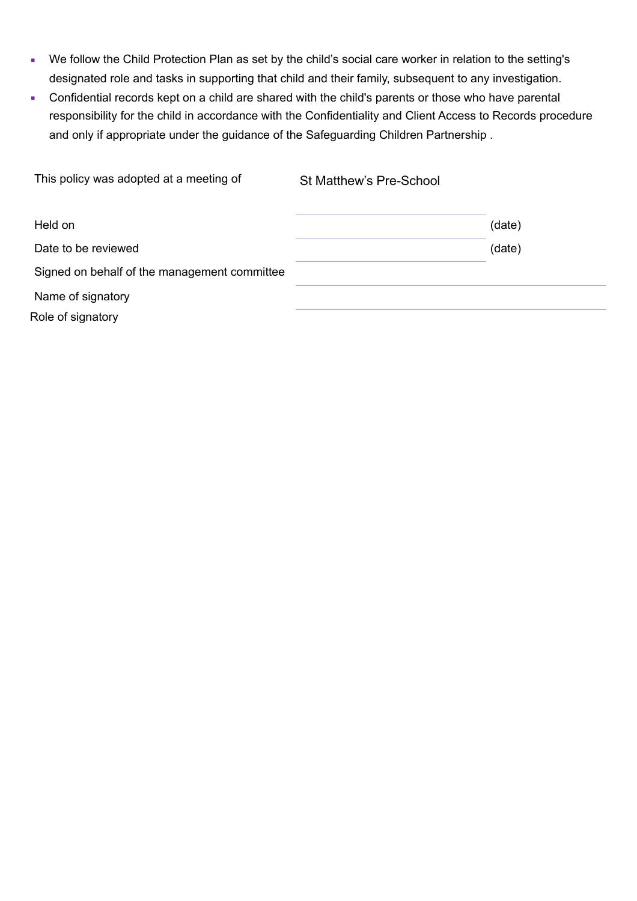- We follow the Child Protection Plan as set by the child's social care worker in relation to the setting's designated role and tasks in supporting that child and their family, subsequent to any investigation.
- Confidential records kept on a child are shared with the child's parents or those who have parental responsibility for the child in accordance with the Confidentiality and Client Access to Records procedure and only if appropriate under the guidance of the Safeguarding Children Partnership .

| | | |
|---|---|---|
| This policy was adopted at a meeting of | St Matthew's Pre-School | |
| Held on | | (date) |
| Date to be reviewed | | (date) |
| Signed on behalf of the management committee | | |
| Name of signatory | | |
| Role of signatory | | |